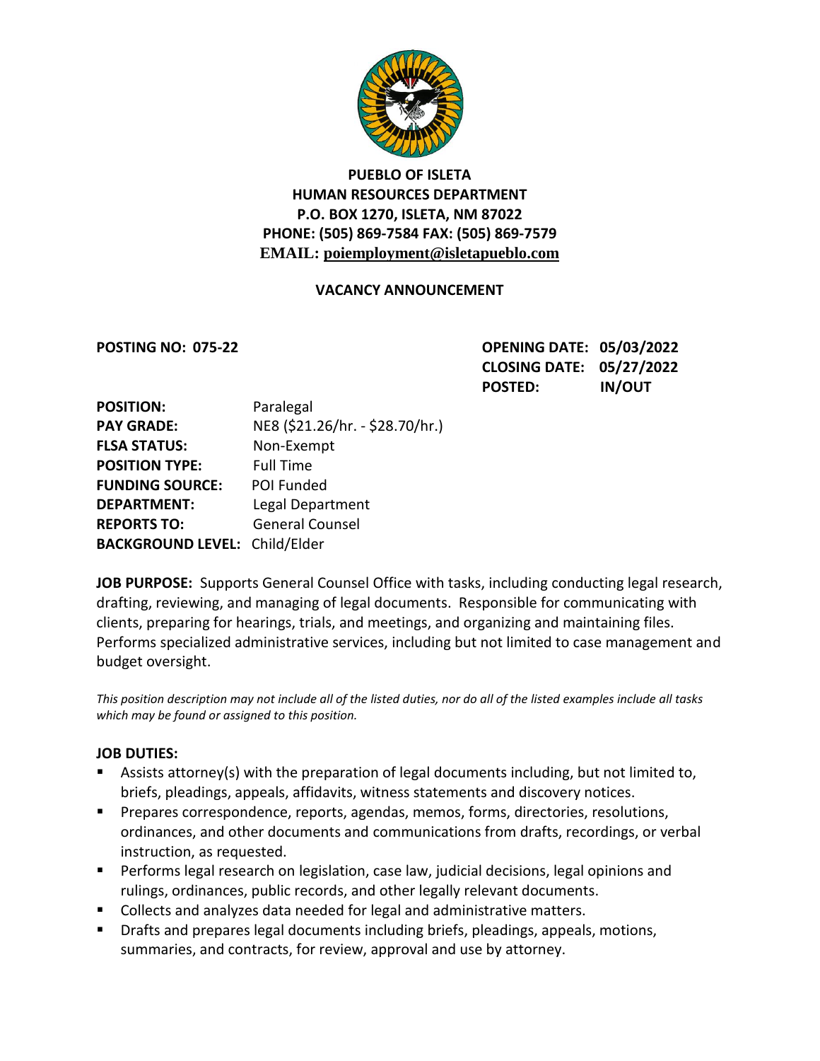**PUEBLO OF ISLETA**
**HUMAN RESOURCES DEPARTMENT**
**P.O. BOX 1270, ISLETA, NM 87022**
**PHONE: (505) 869-7584 FAX: (505) 869-7579**
**EMAIL: poiemployment@isletapueblo.com**

## VACANCY ANNOUNCEMENT

**POSTING NO: 075-22**

**OPENING DATE: 05/03/2022**
**CLOSING DATE: 05/27/2022**
**POSTED: IN/OUT**

**POSITION:** Paralegal
**PAY GRADE:** NE8 ($21.26/hr. - $28.70/hr.)
**FLSA STATUS:** Non-Exempt
**POSITION TYPE:** Full Time
**FUNDING SOURCE:** POI Funded
**DEPARTMENT:** Legal Department
**REPORTS TO:** General Counsel
**BACKGROUND LEVEL:** Child/Elder

**JOB PURPOSE:** Supports General Counsel Office with tasks, including conducting legal research, drafting, reviewing, and managing of legal documents. Responsible for communicating with clients, preparing for hearings, trials, and meetings, and organizing and maintaining files. Performs specialized administrative services, including but not limited to case management and budget oversight.

*This position description may not include all of the listed duties, nor do all of the listed examples include all tasks which may be found or assigned to this position.*

**JOB DUTIES:**

- Assists attorney(s) with the preparation of legal documents including, but not limited to, briefs, pleadings, appeals, affidavits, witness statements and discovery notices.
- Prepares correspondence, reports, agendas, memos, forms, directories, resolutions, ordinances, and other documents and communications from drafts, recordings, or verbal instruction, as requested.
- Performs legal research on legislation, case law, judicial decisions, legal opinions and rulings, ordinances, public records, and other legally relevant documents.
- Collects and analyzes data needed for legal and administrative matters.
- Drafts and prepares legal documents including briefs, pleadings, appeals, motions, summaries, and contracts, for review, approval and use by attorney.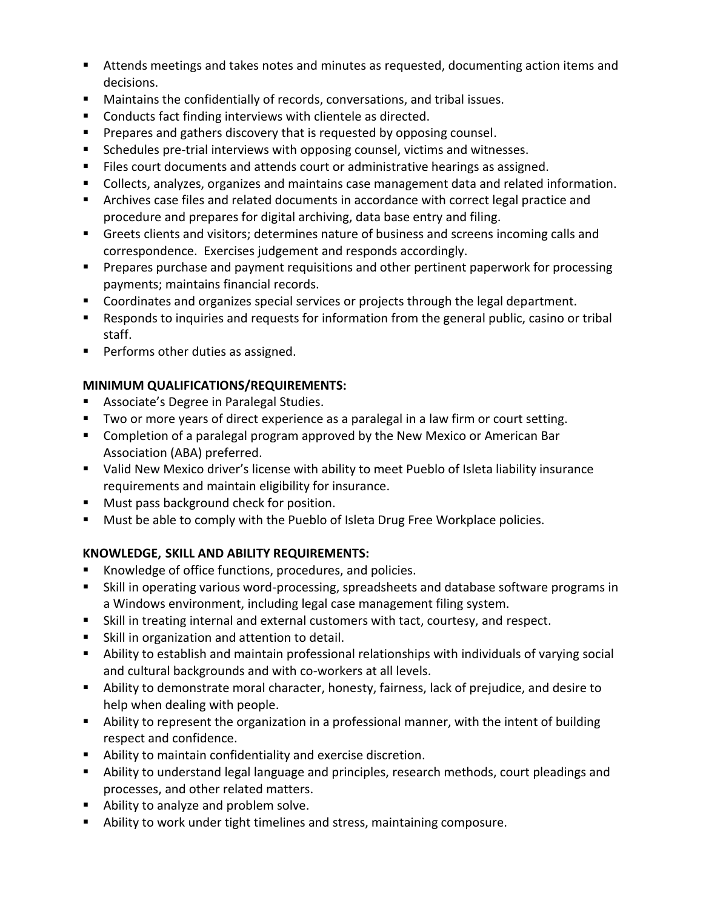- Attends meetings and takes notes and minutes as requested, documenting action items and decisions.
- Maintains the confidentially of records, conversations, and tribal issues.
- Conducts fact finding interviews with clientele as directed.
- Prepares and gathers discovery that is requested by opposing counsel.
- Schedules pre-trial interviews with opposing counsel, victims and witnesses.
- Files court documents and attends court or administrative hearings as assigned.
- Collects, analyzes, organizes and maintains case management data and related information.
- Archives case files and related documents in accordance with correct legal practice and procedure and prepares for digital archiving, data base entry and filing.
- Greets clients and visitors; determines nature of business and screens incoming calls and correspondence. Exercises judgement and responds accordingly.
- Prepares purchase and payment requisitions and other pertinent paperwork for processing payments; maintains financial records.
- Coordinates and organizes special services or projects through the legal department.
- Responds to inquiries and requests for information from the general public, casino or tribal staff.
- Performs other duties as assigned.

**MINIMUM QUALIFICATIONS/REQUIREMENTS:**

- Associate's Degree in Paralegal Studies.
- Two or more years of direct experience as a paralegal in a law firm or court setting.
- Completion of a paralegal program approved by the New Mexico or American Bar Association (ABA) preferred.
- Valid New Mexico driver's license with ability to meet Pueblo of Isleta liability insurance requirements and maintain eligibility for insurance.
- Must pass background check for position.
- Must be able to comply with the Pueblo of Isleta Drug Free Workplace policies.

**KNOWLEDGE, SKILL AND ABILITY REQUIREMENTS:**

- Knowledge of office functions, procedures, and policies.
- Skill in operating various word-processing, spreadsheets and database software programs in a Windows environment, including legal case management filing system.
- Skill in treating internal and external customers with tact, courtesy, and respect.
- Skill in organization and attention to detail.
- Ability to establish and maintain professional relationships with individuals of varying social and cultural backgrounds and with co-workers at all levels.
- Ability to demonstrate moral character, honesty, fairness, lack of prejudice, and desire to help when dealing with people.
- Ability to represent the organization in a professional manner, with the intent of building respect and confidence.
- Ability to maintain confidentiality and exercise discretion.
- Ability to understand legal language and principles, research methods, court pleadings and processes, and other related matters.
- Ability to analyze and problem solve.
- Ability to work under tight timelines and stress, maintaining composure.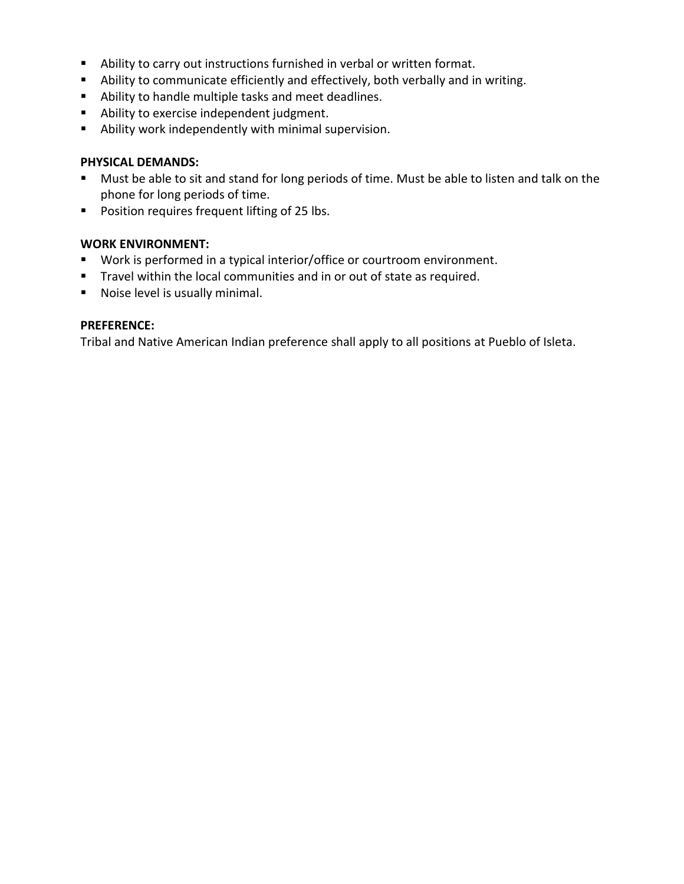- Ability to carry out instructions furnished in verbal or written format.
- Ability to communicate efficiently and effectively, both verbally and in writing.
- Ability to handle multiple tasks and meet deadlines.
- Ability to exercise independent judgment.
- Ability work independently with minimal supervision.

**PHYSICAL DEMANDS:**

- Must be able to sit and stand for long periods of time. Must be able to listen and talk on the phone for long periods of time.
- Position requires frequent lifting of 25 lbs.

**WORK ENVIRONMENT:**

- Work is performed in a typical interior/office or courtroom environment.
- Travel within the local communities and in or out of state as required.
- Noise level is usually minimal.

**PREFERENCE:**

Tribal and Native American Indian preference shall apply to all positions at Pueblo of Isleta.